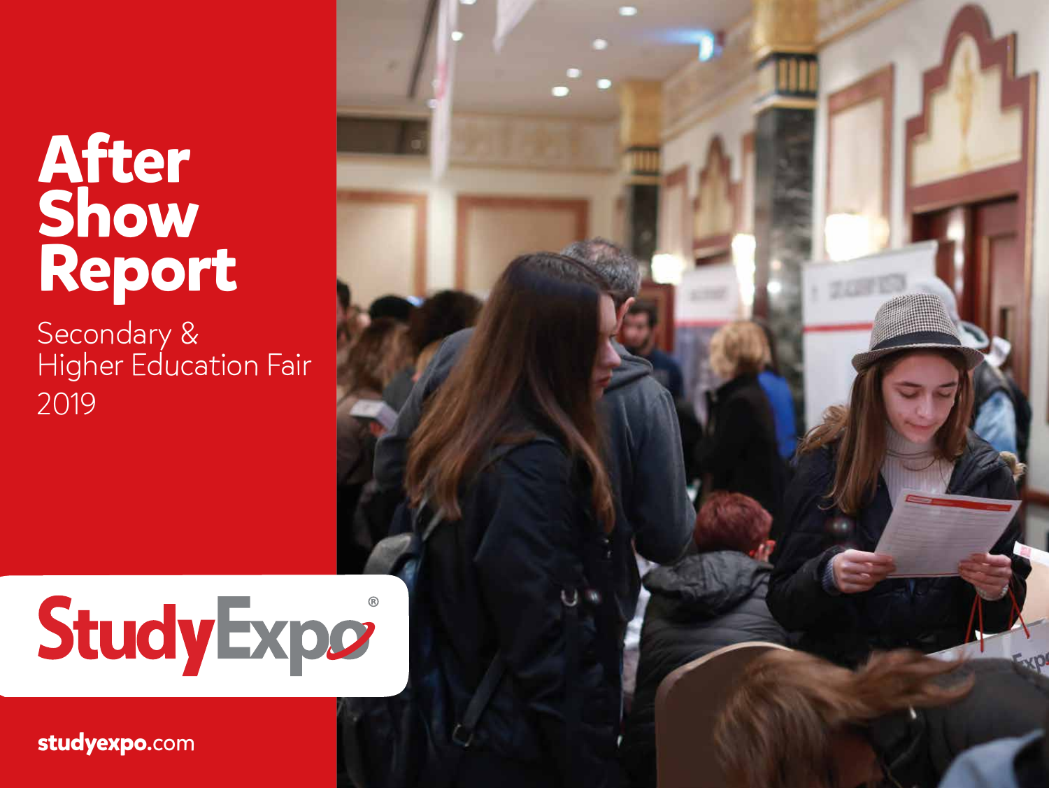# After Show Report

Secondary & Higher Education Fair 2019

StudyExpo®

studyexpo.com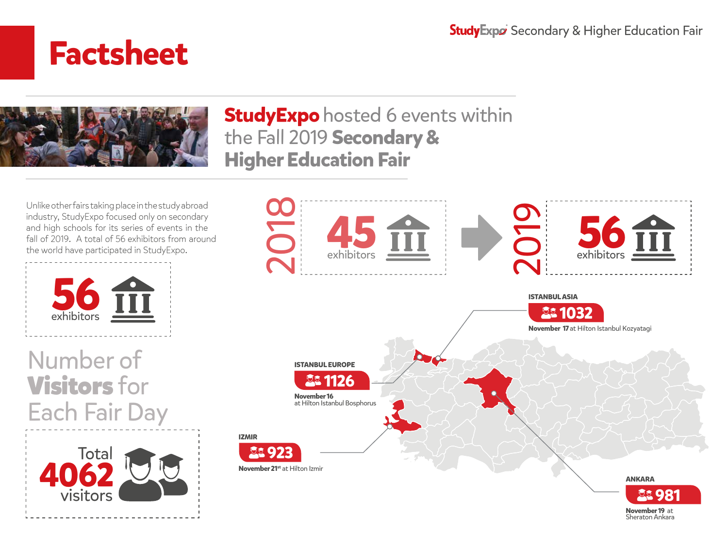# Factsheet

StudyExpo Secondary & Higher Education Fair

## StudyExpo hosted 6 events within the Fall 2019 **Secondary & Higher Education Fair**

Unlike other fairs taking place in the study abroad industry, StudyExpo focused only on secondary and high schools for its series of events in the fall of 2019. A total of 56 exhibitors from around the world have participated in StudyExpo.

**56** exhibitors

2018: **45** exhibitors → 2019: **56** exhibitors

## Number of **Visitors** for Each Fair Day

Total **4062** visitors

**ISTANBUL ASIA**
**1032**
**November 17** at Hilton Istanbul Kozyatagi

**ISTANBUL EUROPE**
**1126**
**November 16**
at Hilton Istanbul Bosphorus

**IZMIR**
**923**
**November 21st** at Hilton Izmir

**ANKARA**
**981**
**November 19** at Sheraton Ankara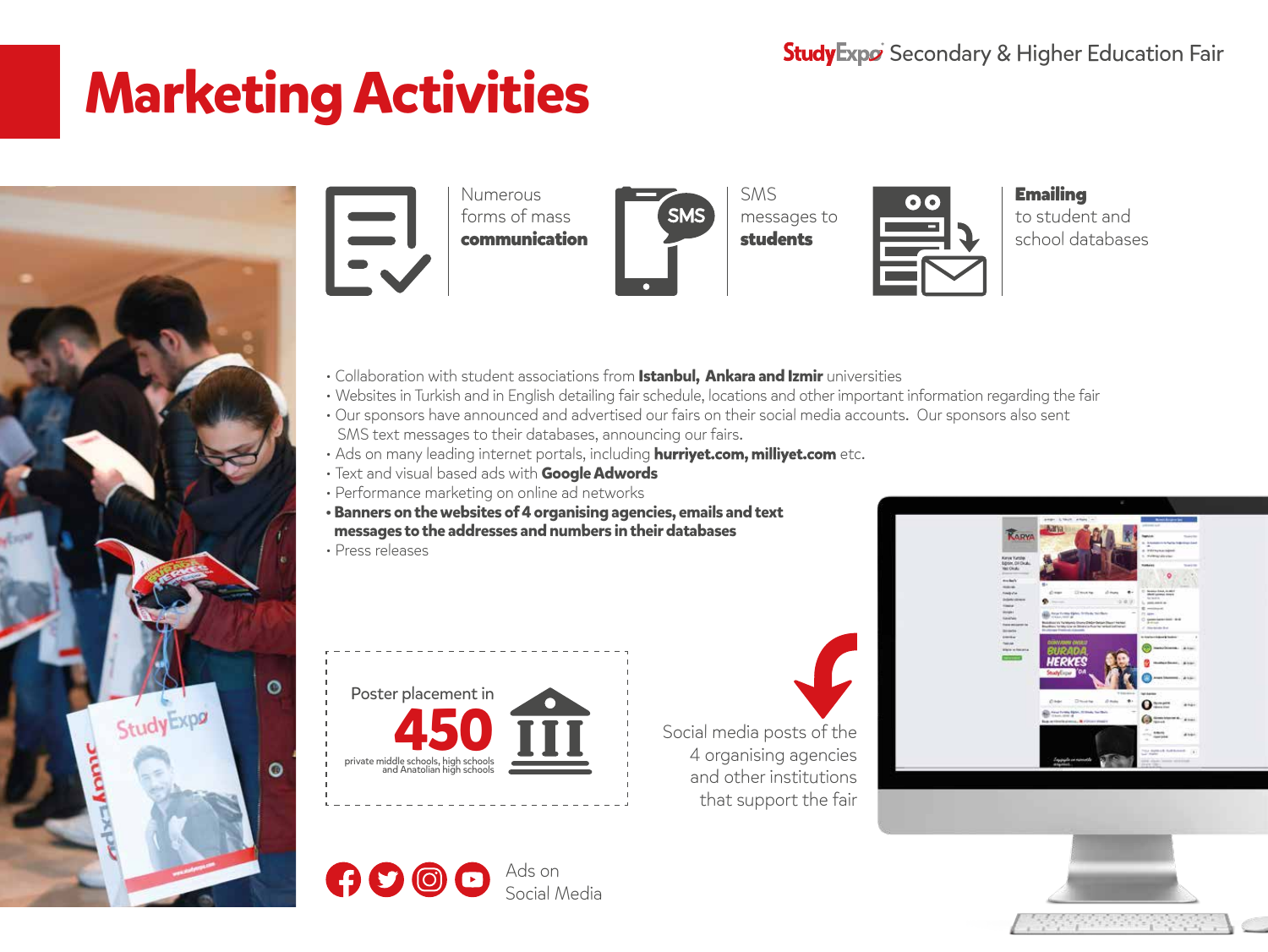# Marketing Activities

Numerous forms of mass **communication**

SMS messages to **students**

**Emailing** to student and school databases

- Collaboration with student associations from **Istanbul, Ankara and Izmir** universities
- Websites in Turkish and in English detailing fair schedule, locations and other important information regarding the fair
- Our sponsors have announced and advertised our fairs on their social media accounts. Our sponsors also sent SMS text messages to their databases, announcing our fairs.
- Ads on many leading internet portals, including **hurriyet.com, milliyet.com** etc.
- Text and visual based ads with **Google Adwords**
- Performance marketing on online ad networks
- **Banners on the websites of 4 organising agencies, emails and text messages to the addresses and numbers in their databases**
- Press releases

Poster placement in **450** private middle schools, high schools and Anatolian high schools

Social media posts of the 4 organising agencies and other institutions that support the fair

Ads on Social Media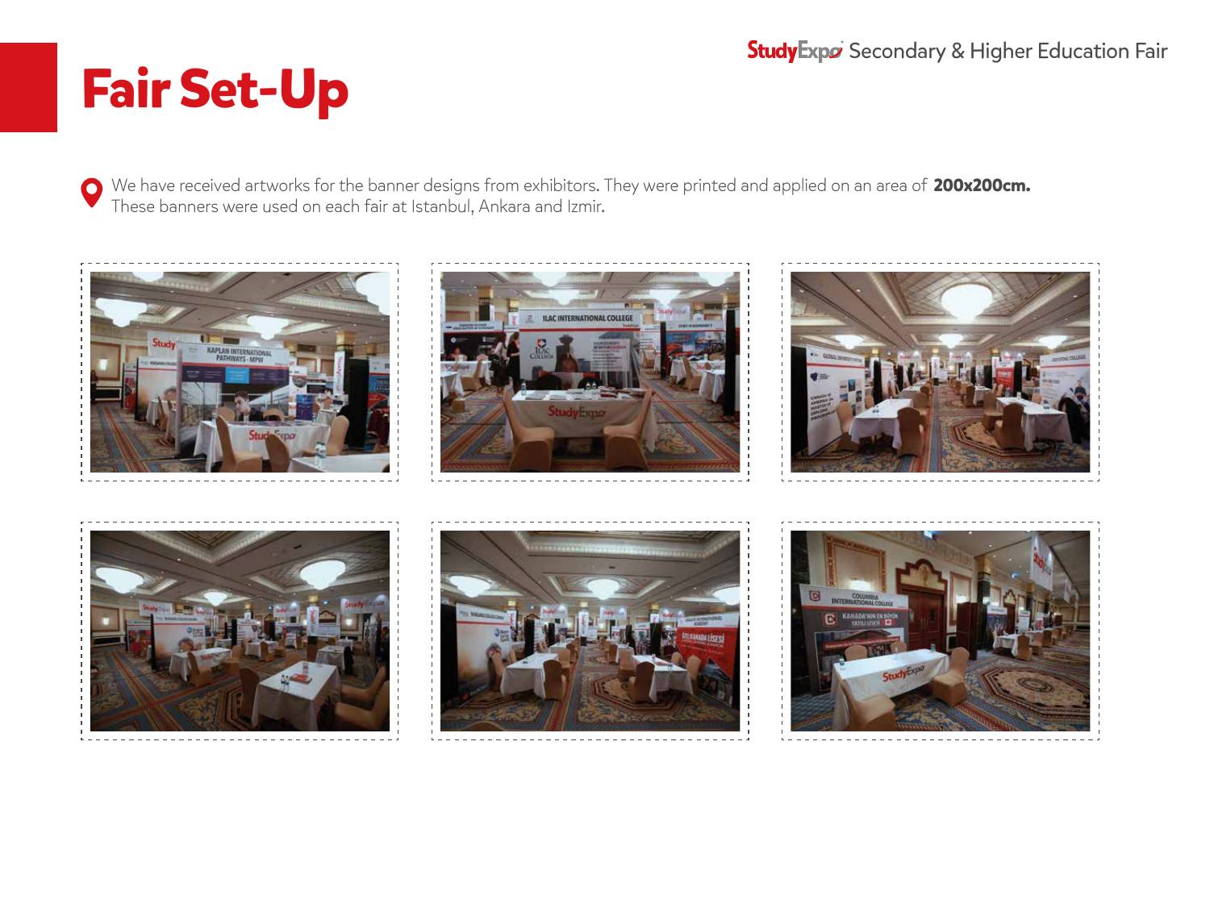# Fair Set-Up

We have received artworks for the banner designs from exhibitors. They were printed and applied on an area of **200x200cm.** These banners were used on each fair at Istanbul, Ankara and Izmir.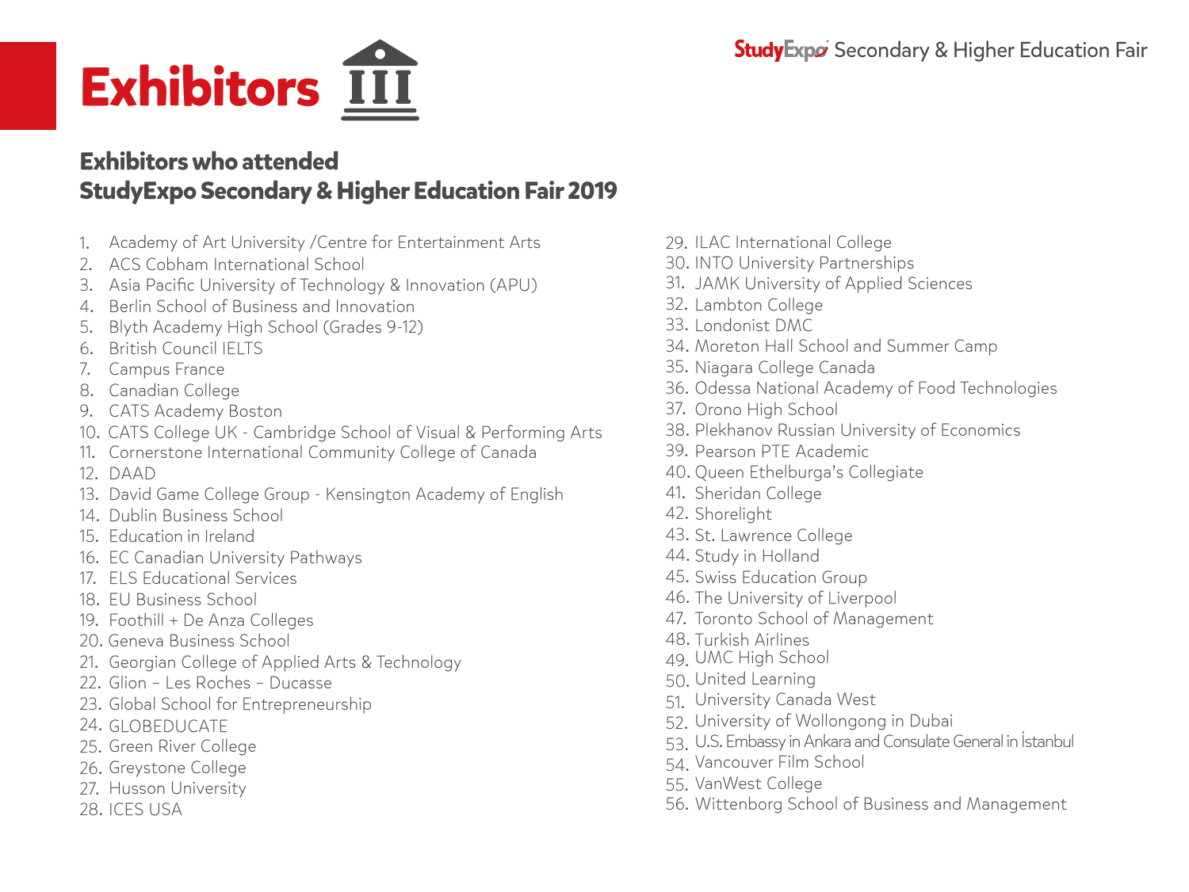# Exhibitors

## Exhibitors who attended StudyExpo Secondary & Higher Education Fair 2019

1. Academy of Art University /Centre for Entertainment Arts
2. ACS Cobham International School
3. Asia Pacific University of Technology & Innovation (APU)
4. Berlin School of Business and Innovation
5. Blyth Academy High School (Grades 9-12)
6. British Council IELTS
7. Campus France
8. Canadian College
9. CATS Academy Boston
10. CATS College UK - Cambridge School of Visual & Performing Arts
11. Cornerstone International Community College of Canada
12. DAAD
13. David Game College Group - Kensington Academy of English
14. Dublin Business School
15. Education in Ireland
16. EC Canadian University Pathways
17. ELS Educational Services
18. EU Business School
19. Foothill + De Anza Colleges
20. Geneva Business School
21. Georgian College of Applied Arts & Technology
22. Glion – Les Roches – Ducasse
23. Global School for Entrepreneurship
24. GLOBEDUCATE
25. Green River College
26. Greystone College
27. Husson University
28. ICES USA
29. ILAC International College
30. INTO University Partnerships
31. JAMK University of Applied Sciences
32. Lambton College
33. Londonist DMC
34. Moreton Hall School and Summer Camp
35. Niagara College Canada
36. Odessa National Academy of Food Technologies
37. Orono High School
38. Plekhanov Russian University of Economics
39. Pearson PTE Academic
40. Queen Ethelburga's Collegiate
41. Sheridan College
42. Shorelight
43. St. Lawrence College
44. Study in Holland
45. Swiss Education Group
46. The University of Liverpool
47. Toronto School of Management
48. Turkish Airlines
49. UMC High School
50. United Learning
51. University Canada West
52. University of Wollongong in Dubai
53. U.S. Embassy in Ankara and Consulate General in İstanbul
54. Vancouver Film School
55. VanWest College
56. Wittenborg School of Business and Management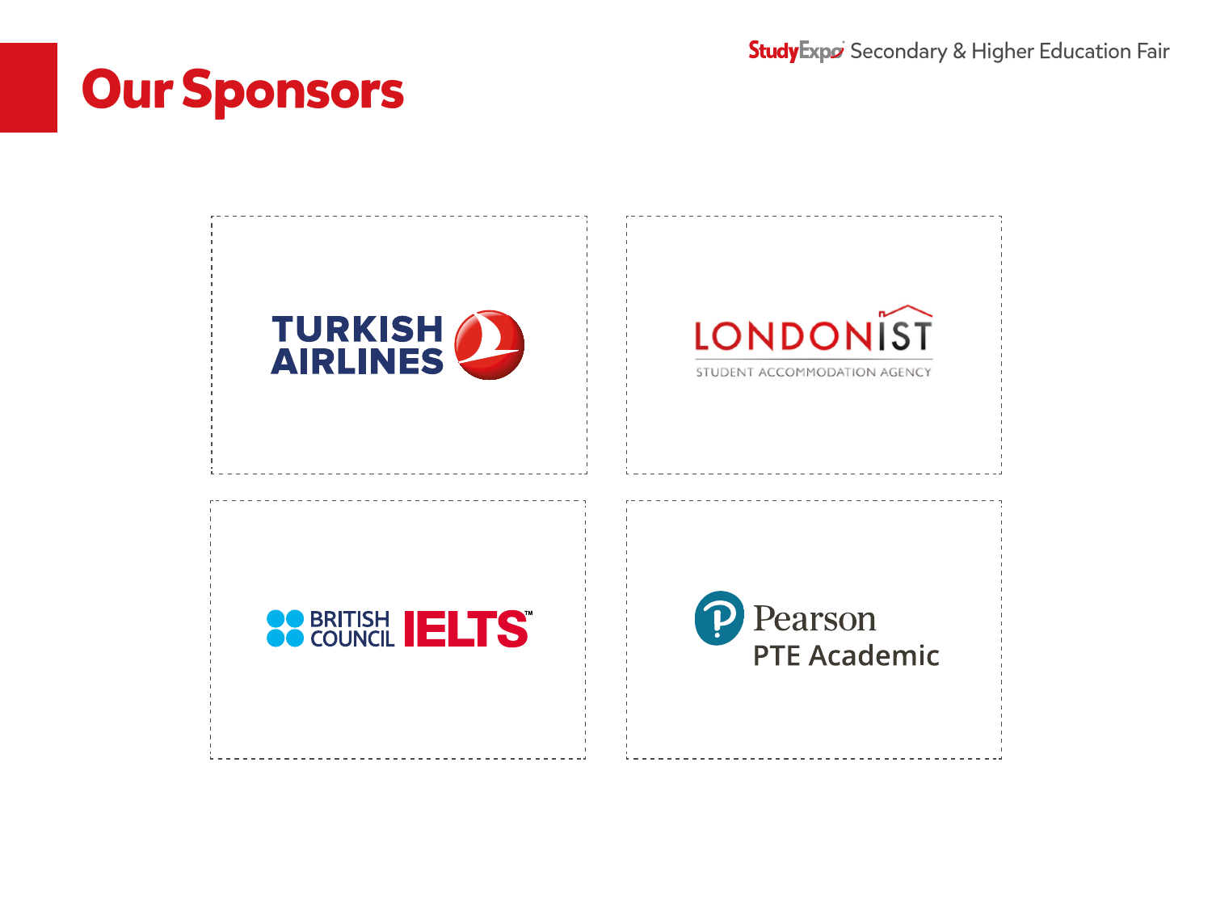# Our Sponsors

TURKISH AIRLINES

LONDONIST
STUDENT ACCOMMODATION AGENCY

BRITISH COUNCIL IELTS™

Pearson
PTE Academic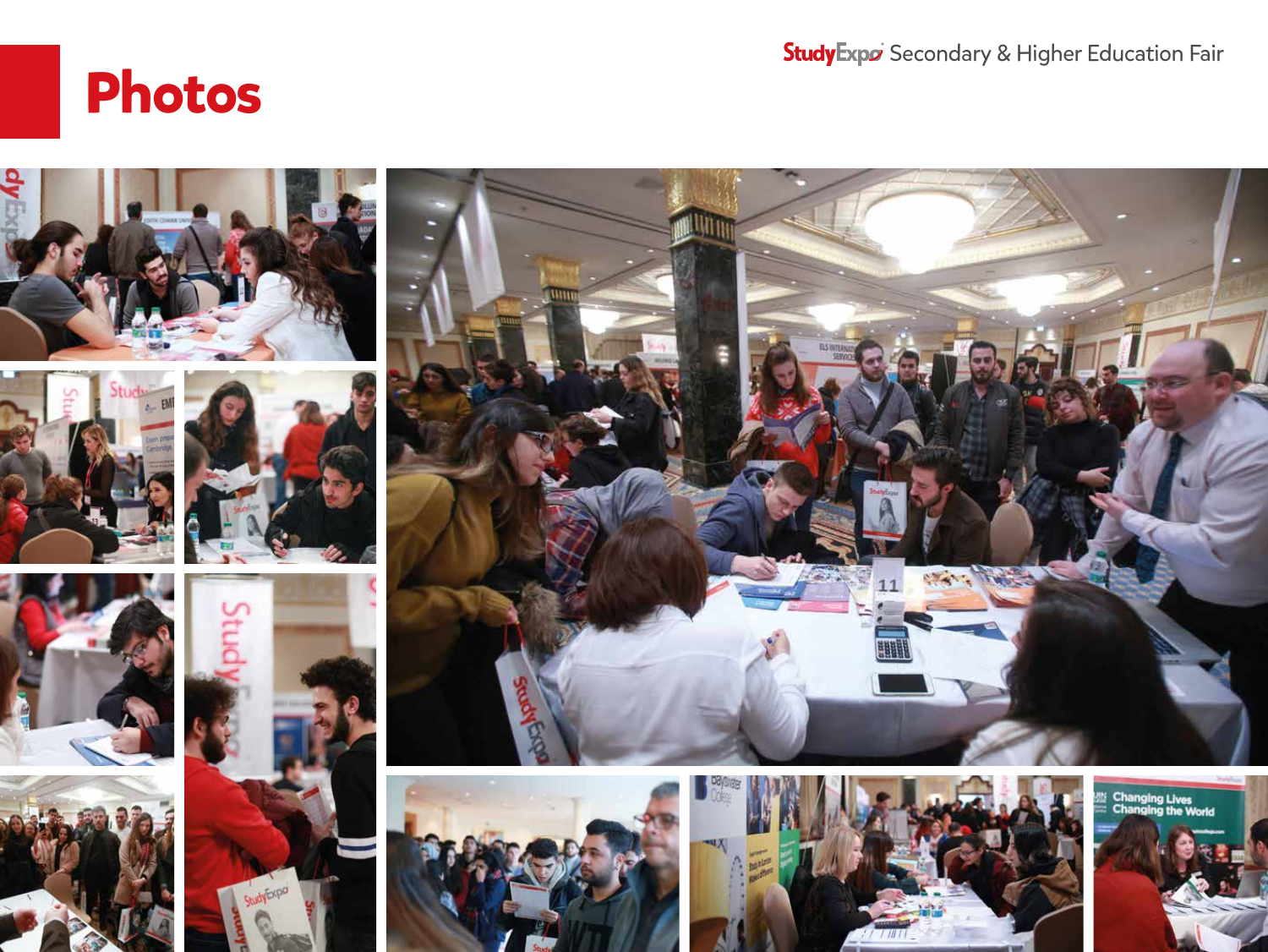# Photos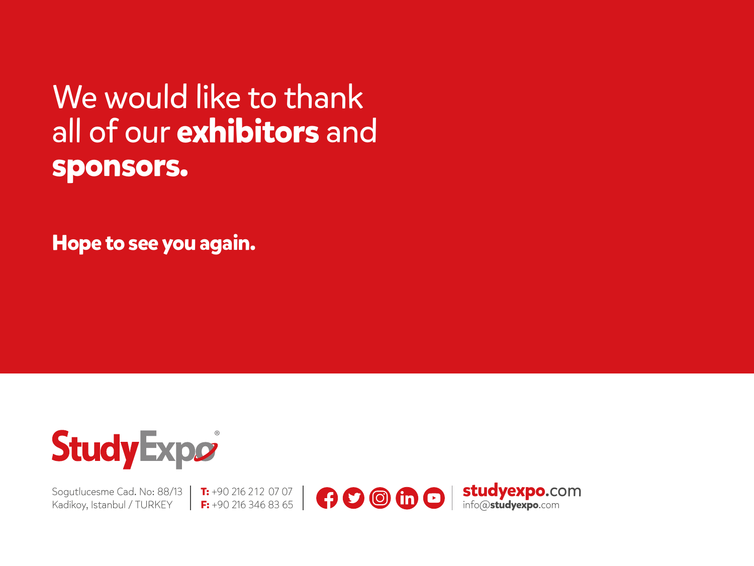We would like to thank all of our **exhibitors** and **sponsors.**

**Hope to see you again.**

StudyExpo®

Sogutlucesme Cad. No: 88/13
Kadikoy, Istanbul / TURKEY

**T:** +90 216 212 07 07
**F:** +90 216 346 83 65

**studyexpo**.com
info@**studyexpo**.com